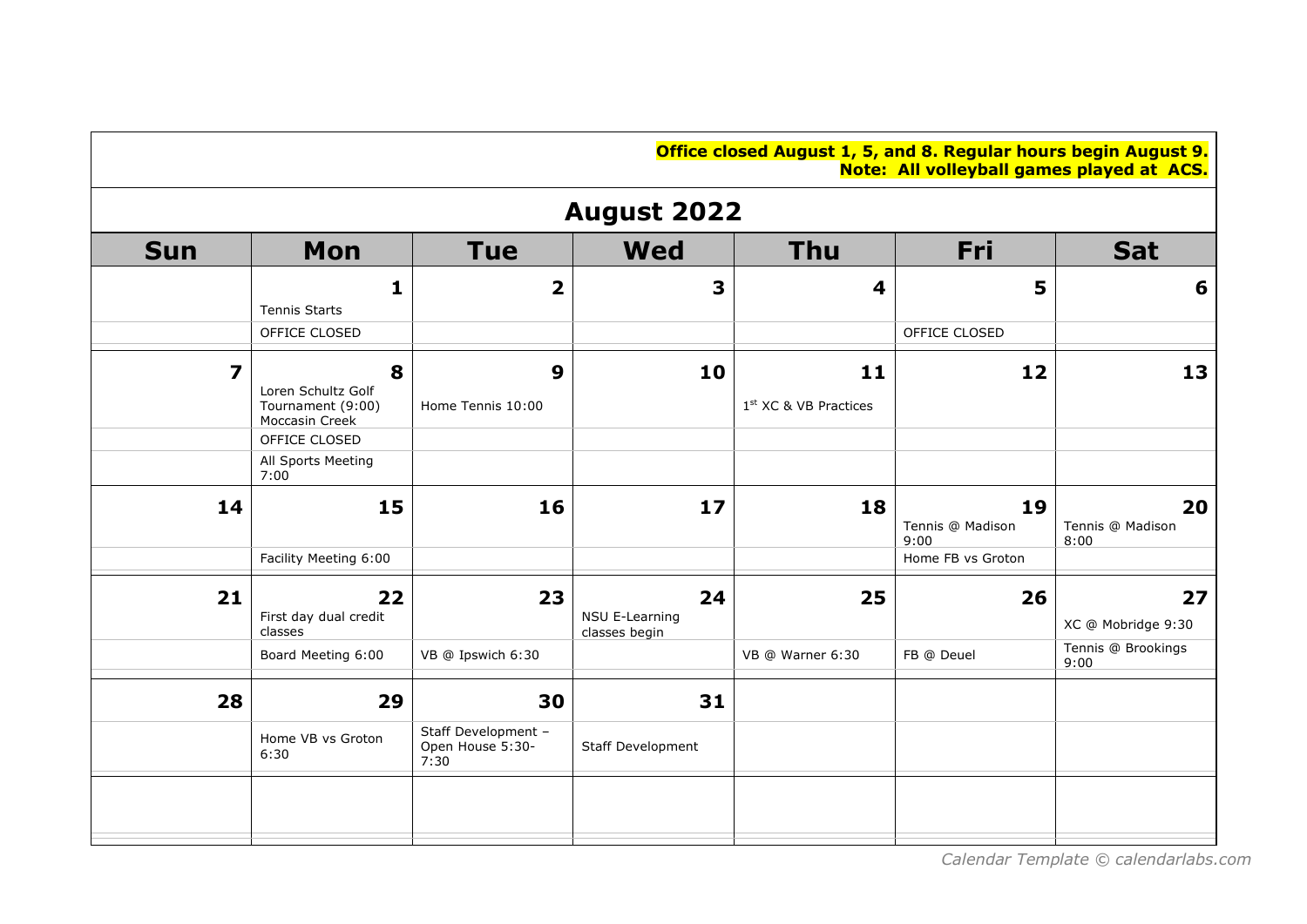**Office closed August 1, 5, and 8. Regular hours begin August 9.**
**Note: All volleyball games played at ACS.**

# August 2022

| Sun | Mon | Tue | Wed | Thu | Fri | Sat |
|---|---|---|---|---|---|---|
| | 1<br>Tennis Starts<br>OFFICE CLOSED | 2 | 3 | 4 | 5<br>OFFICE CLOSED | 6 |
| 7 | 8<br>Loren Schultz Golf Tournament (9:00) Moccasin Creek<br>OFFICE CLOSED<br>All Sports Meeting 7:00 | 9<br>Home Tennis 10:00 | 10 | 11<br>1st XC & VB Practices | 12 | 13 |
| 14 | 15<br>Facility Meeting 6:00 | 16 | 17 | 18 | 19<br>Tennis @ Madison 9:00<br>Home FB vs Groton | 20<br>Tennis @ Madison 8:00 |
| 21 | 22<br>First day dual credit classes<br>Board Meeting 6:00 | 23<br>VB @ Ipswich 6:30 | 24<br>NSU E-Learning classes begin | 25<br>VB @ Warner 6:30 | 26<br>FB @ Deuel | 27<br>XC @ Mobridge 9:30<br>Tennis @ Brookings 9:00 |
| 28 | 29<br>Home VB vs Groton 6:30 | 30<br>Staff Development – Open House 5:30-7:30 | 31<br>Staff Development | | | |
| | | | | | | |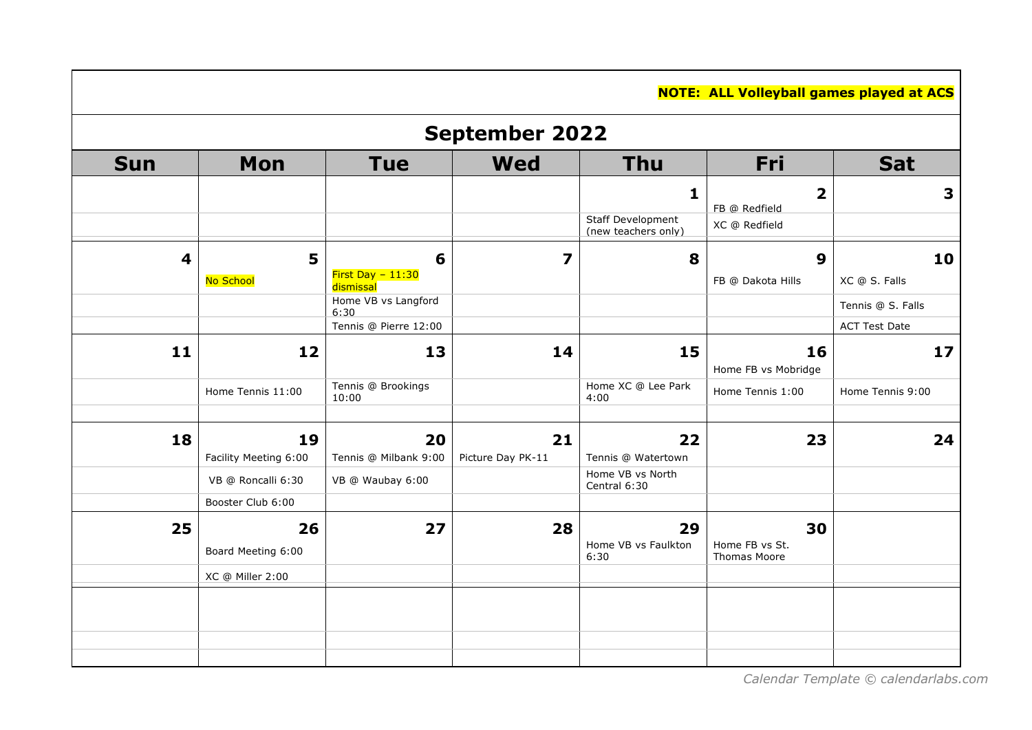**NOTE: ALL Volleyball games played at ACS**

## September 2022

| Sun | Mon | Tue | Wed | Thu | Fri | Sat |
|---|---|---|---|---|---|---|
| | | | | **1**<br>Staff Development (new teachers only) | **2**<br>FB @ Redfield<br>XC @ Redfield | **3** |
| **4** | **5**<br>No School | **6**<br>First Day – 11:30 dismissal<br>Home VB vs Langford 6:30<br>Tennis @ Pierre 12:00 | **7** | **8** | **9**<br>FB @ Dakota Hills | **10**<br>XC @ S. Falls<br>Tennis @ S. Falls<br>ACT Test Date |
| **11** | **12**<br>Home Tennis 11:00 | **13**<br>Tennis @ Brookings 10:00 | **14** | **15**<br>Home XC @ Lee Park 4:00 | **16**<br>Home FB vs Mobridge<br>Home Tennis 1:00 | **17**<br>Home Tennis 9:00 |
| **18** | **19**<br>Facility Meeting 6:00<br>VB @ Roncalli 6:30<br>Booster Club 6:00 | **20**<br>Tennis @ Milbank 9:00<br>VB @ Waubay 6:00 | **21**<br>Picture Day PK-11 | **22**<br>Tennis @ Watertown<br>Home VB vs North Central 6:30 | **23** | **24** |
| **25** | **26**<br>Board Meeting 6:00<br>XC @ Miller 2:00 | **27** | **28** | **29**<br>Home VB vs Faulkton 6:30 | **30**<br>Home FB vs St. Thomas Moore | |
| | | | | | | |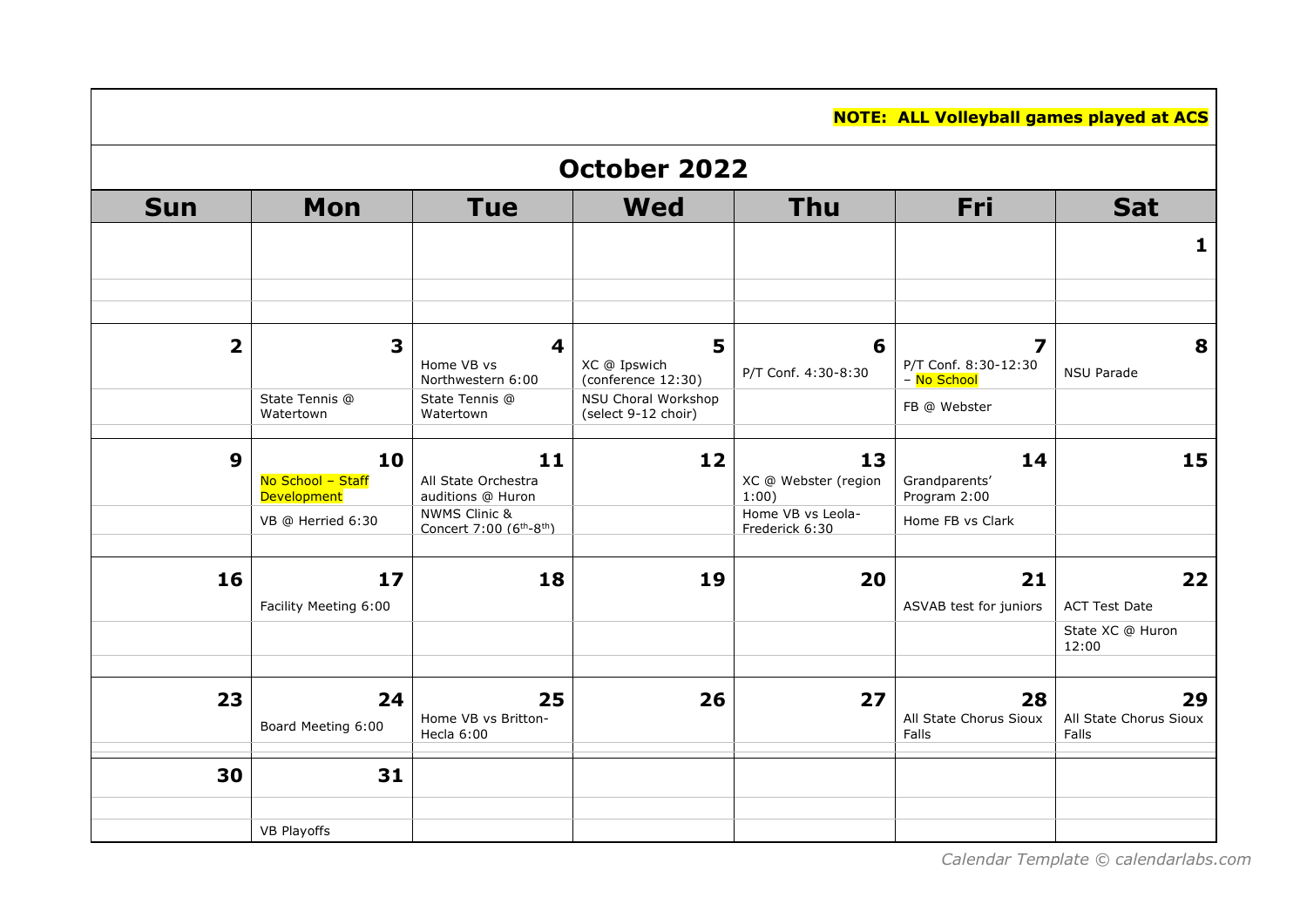**NOTE: ALL Volleyball games played at ACS**

# October 2022

| Sun | Mon | Tue | Wed | Thu | Fri | Sat |
| --- | --- | --- | --- | --- | --- | --- |
| | | | | | | 1 |
| 2 | 3<br>State Tennis @ Watertown | 4<br>Home VB vs Northwestern 6:00<br>State Tennis @ Watertown | 5<br>XC @ Ipswich (conference 12:30)<br>NSU Choral Workshop (select 9-12 choir) | 6<br>P/T Conf. 4:30-8:30 | 7<br>P/T Conf. 8:30-12:30 – No School<br>FB @ Webster | 8<br>NSU Parade |
| 9 | 10<br>No School – Staff Development<br>VB @ Herried 6:30 | 11<br>All State Orchestra auditions @ Huron<br>NWMS Clinic & Concert 7:00 (6th-8th) | 12 | 13<br>XC @ Webster (region 1:00)<br>Home VB vs Leola-Frederick 6:30 | 14<br>Grandparents' Program 2:00<br>Home FB vs Clark | 15 |
| 16 | 17<br>Facility Meeting 6:00 | 18 | 19 | 20 | 21<br>ASVAB test for juniors | 22<br>ACT Test Date<br>State XC @ Huron 12:00 |
| 23 | 24<br>Board Meeting 6:00 | 25<br>Home VB vs Britton-Hecla 6:00 | 26 | 27 | 28<br>All State Chorus Sioux Falls | 29<br>All State Chorus Sioux Falls |
| 30 | 31<br>VB Playoffs | | | | | |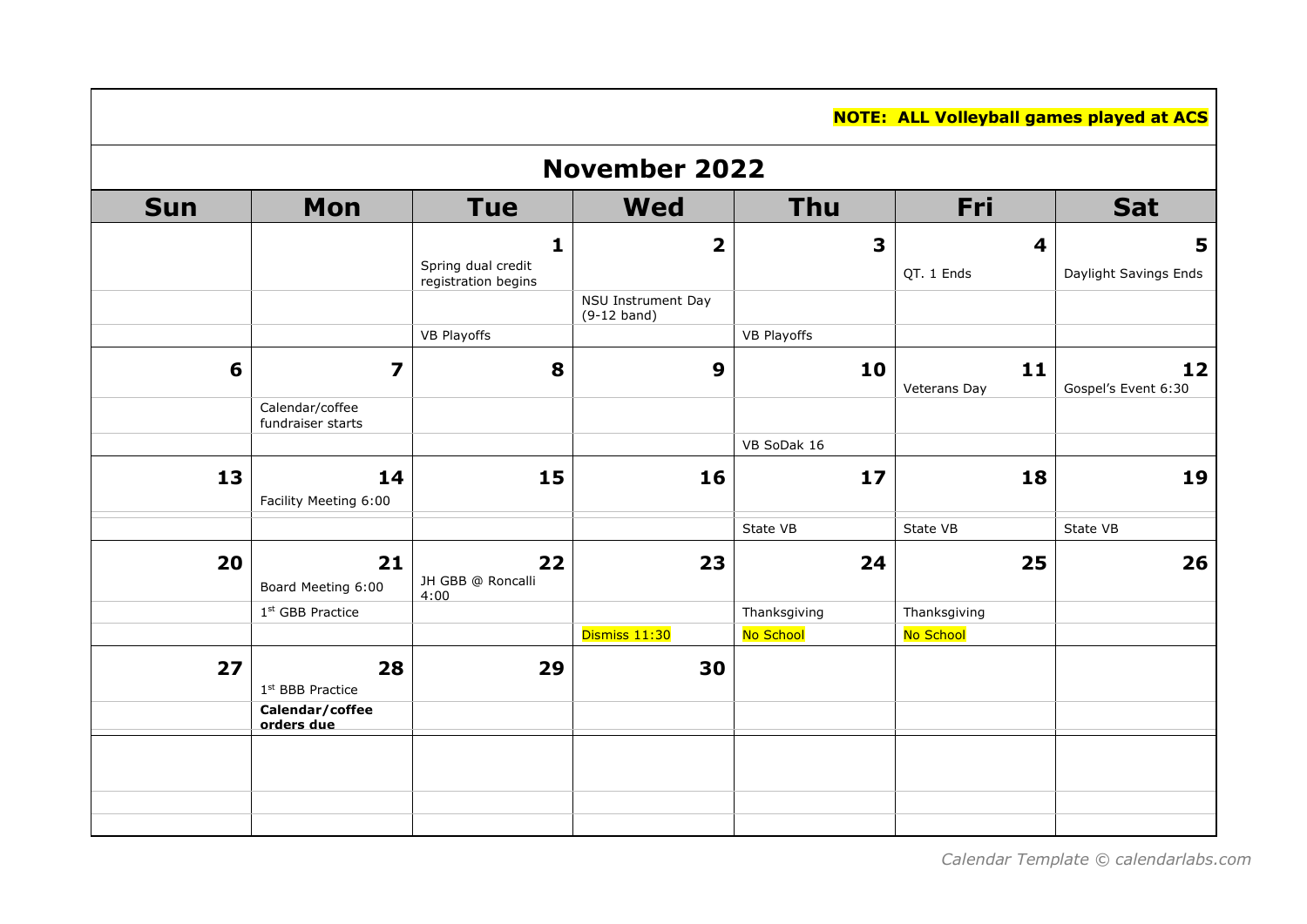**NOTE: ALL Volleyball games played at ACS**

# November 2022

| Sun | Mon | Tue | Wed | Thu | Fri | Sat |
|---|---|---|---|---|---|---|
| | | 1<br>Spring dual credit registration begins<br>VB Playoffs | 2<br>NSU Instrument Day (9-12 band) | 3<br>VB Playoffs | 4<br>QT. 1 Ends | 5<br>Daylight Savings Ends |
| 6 | 7<br>Calendar/coffee fundraiser starts | 8 | 9 | 10<br>VB SoDak 16 | 11<br>Veterans Day | 12<br>Gospel's Event 6:30 |
| 13 | 14<br>Facility Meeting 6:00 | 15 | 16 | 17<br>State VB | 18<br>State VB | 19<br>State VB |
| 20 | 21<br>Board Meeting 6:00<br>1st GBB Practice | 22<br>JH GBB @ Roncalli 4:00 | 23<br>Dismiss 11:30 | 24<br>Thanksgiving<br>No School | 25<br>Thanksgiving<br>No School | 26 |
| 27 | 28<br>1st BBB Practice<br>**Calendar/coffee orders due** | 29 | 30 | | | |
| | | | | | | |

*Calendar Template © calendarlabs.com*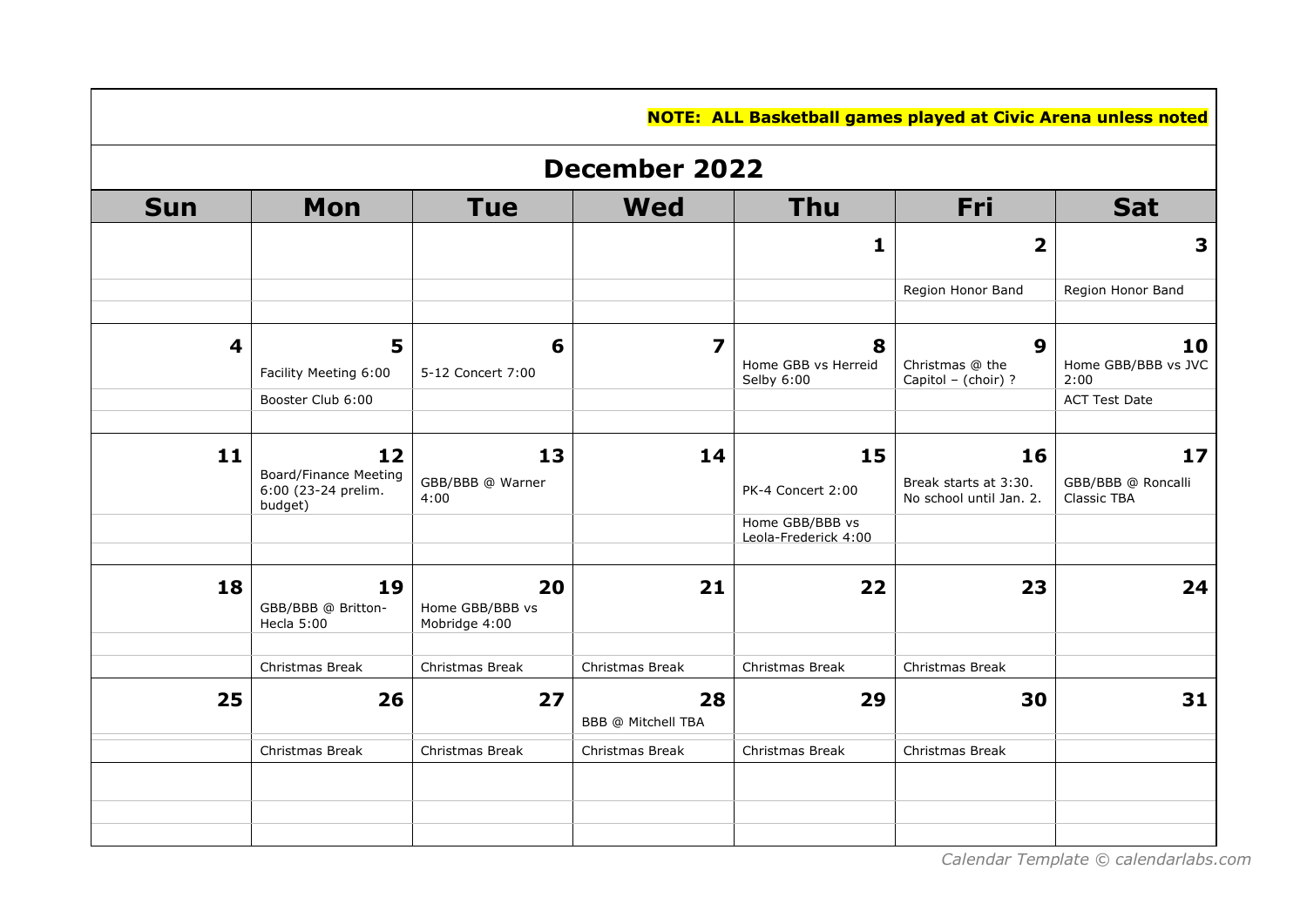**NOTE: ALL Basketball games played at Civic Arena unless noted**

## December 2022

| Sun | Mon | Tue | Wed | Thu | Fri | Sat |
|---|---|---|---|---|---|---|
| | | | | 1 | 2<br>Region Honor Band | 3<br>Region Honor Band |
| 4 | 5<br>Facility Meeting 6:00<br>Booster Club 6:00 | 6<br>5-12 Concert 7:00 | 7 | 8<br>Home GBB vs Herreid Selby 6:00 | 9<br>Christmas @ the Capitol – (choir) ? | 10<br>Home GBB/BBB vs JVC 2:00<br>ACT Test Date |
| 11 | 12<br>Board/Finance Meeting 6:00 (23-24 prelim. budget) | 13<br>GBB/BBB @ Warner 4:00 | 14 | 15<br>PK-4 Concert 2:00<br>Home GBB/BBB vs Leola-Frederick 4:00 | 16<br>Break starts at 3:30. No school until Jan. 2. | 17<br>GBB/BBB @ Roncalli Classic TBA |
| 18 | 19<br>GBB/BBB @ Britton-Hecla 5:00<br>Christmas Break | 20<br>Home GBB/BBB vs Mobridge 4:00<br>Christmas Break | 21<br>Christmas Break | 22<br>Christmas Break | 23<br>Christmas Break | 24 |
| 25 | 26<br>Christmas Break | 27<br>Christmas Break | 28<br>BBB @ Mitchell TBA<br>Christmas Break | 29<br>Christmas Break | 30<br>Christmas Break | 31 |

*Calendar Template © calendarlabs.com*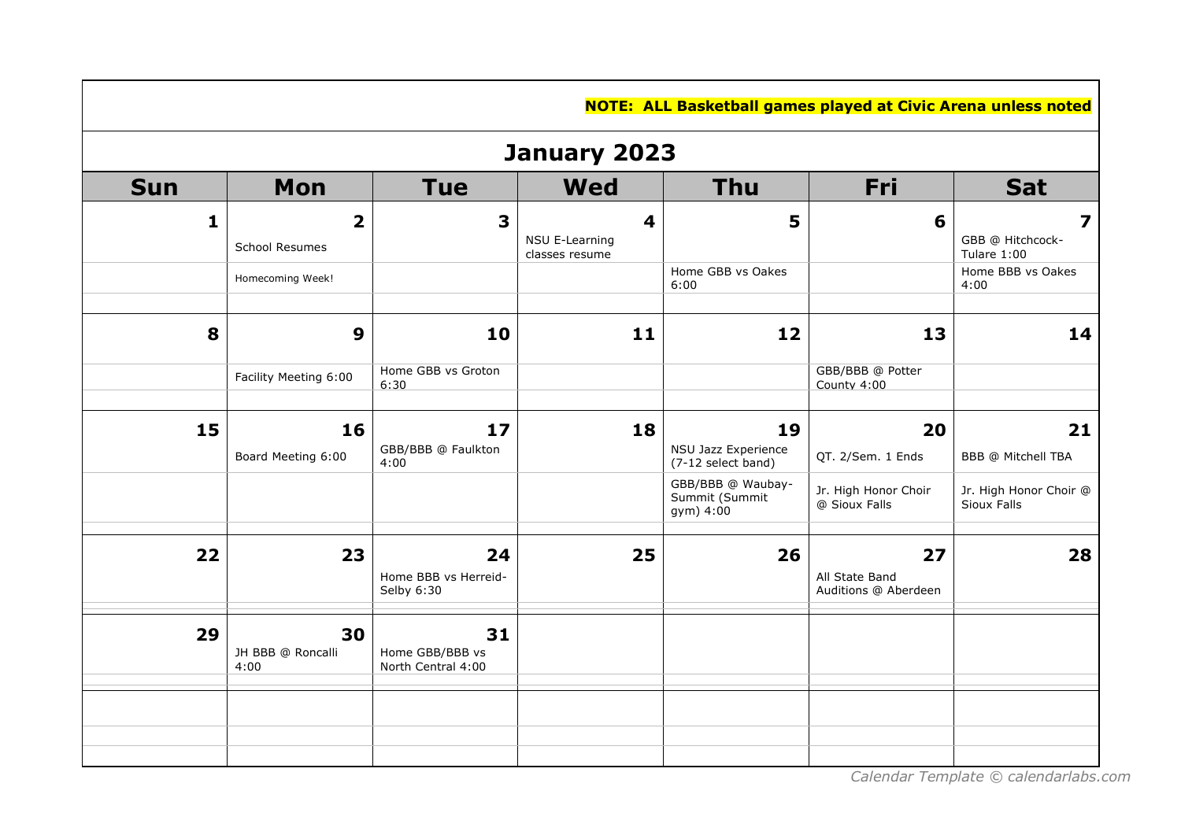**NOTE: ALL Basketball games played at Civic Arena unless noted**

## January 2023

| Sun | Mon | Tue | Wed | Thu | Fri | Sat |
|---|---|---|---|---|---|---|
| 1 | 2<br>School Resumes<br>Homecoming Week! | 3 | 4<br>NSU E-Learning classes resume | 5<br>Home GBB vs Oakes 6:00 | 6 | 7<br>GBB @ Hitchcock-Tulare 1:00<br>Home BBB vs Oakes 4:00 |
| 8 | 9<br>Facility Meeting 6:00 | 10<br>Home GBB vs Groton 6:30 | 11 | 12 | 13<br>GBB/BBB @ Potter County 4:00 | 14 |
| 15 | 16<br>Board Meeting 6:00 | 17<br>GBB/BBB @ Faulkton 4:00 | 18 | 19<br>NSU Jazz Experience (7-12 select band)<br>GBB/BBB @ Waubay-Summit (Summit gym) 4:00 | 20<br>QT. 2/Sem. 1 Ends<br>Jr. High Honor Choir @ Sioux Falls | 21<br>BBB @ Mitchell TBA<br>Jr. High Honor Choir @ Sioux Falls |
| 22 | 23 | 24<br>Home BBB vs Herreid-Selby 6:30 | 25 | 26 | 27<br>All State Band Auditions @ Aberdeen | 28 |
| 29 | 30<br>JH BBB @ Roncalli 4:00 | 31<br>Home GBB/BBB vs North Central 4:00 | | | | |

*Calendar Template © calendarlabs.com*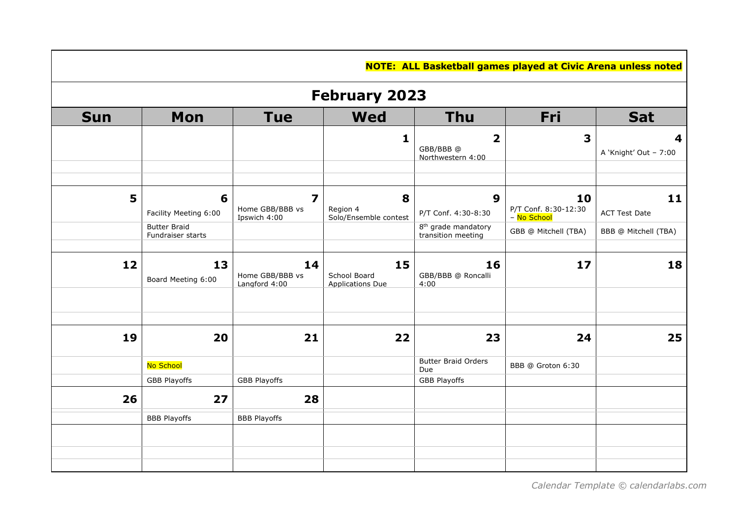**NOTE: ALL Basketball games played at Civic Arena unless noted**

## February 2023

| Sun | Mon | Tue | Wed | Thu | Fri | Sat |
|---|---|---|---|---|---|---|
| | | | 1 | 2<br>GBB/BBB @ Northwestern 4:00 | 3 | 4<br>A 'Knight' Out – 7:00 |
| 5 | 6<br>Facility Meeting 6:00<br>Butter Braid Fundraiser starts | 7<br>Home GBB/BBB vs Ipswich 4:00 | 8<br>Region 4 Solo/Ensemble contest | 9<br>P/T Conf. 4:30-8:30<br>8th grade mandatory transition meeting | 10<br>P/T Conf. 8:30-12:30 – No School<br>GBB @ Mitchell (TBA) | 11<br>ACT Test Date<br>BBB @ Mitchell (TBA) |
| 12 | 13<br>Board Meeting 6:00 | 14<br>Home GBB/BBB vs Langford 4:00 | 15<br>School Board Applications Due | 16<br>GBB/BBB @ Roncalli 4:00 | 17 | 18 |
| 19 | 20<br>No School<br>GBB Playoffs | 21<br>GBB Playoffs | 22 | 23<br>Butter Braid Orders Due<br>GBB Playoffs | 24<br>BBB @ Groton 6:30 | 25 |
| 26 | 27<br>BBB Playoffs | 28<br>BBB Playoffs | | | | |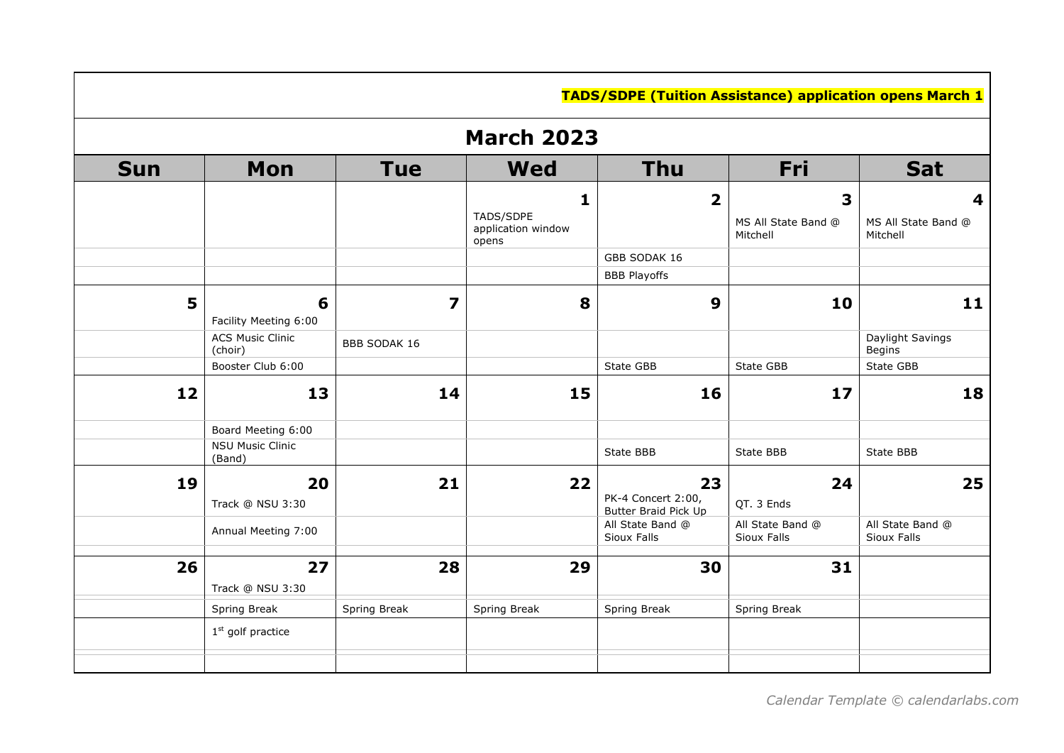**TADS/SDPE (Tuition Assistance) application opens March 1**

## March 2023

| Sun | Mon | Tue | Wed | Thu | Fri | Sat |
|---|---|---|---|---|---|---|
| | | | **1** TADS/SDPE application window opens | **2** GBB SODAK 16<br>BBB Playoffs | **3** MS All State Band @ Mitchell | **4** MS All State Band @ Mitchell |
| **5** | **6** Facility Meeting 6:00<br>ACS Music Clinic (choir)<br>Booster Club 6:00 | **7** BBB SODAK 16 | **8** | **9** State GBB | **10** State GBB | **11** Daylight Savings Begins<br>State GBB |
| **12** | **13** Board Meeting 6:00<br>NSU Music Clinic (Band) | **14** | **15** | **16** State BBB | **17** State BBB | **18** State BBB |
| **19** | **20** Track @ NSU 3:30<br>Annual Meeting 7:00 | **21** | **22** | **23** PK-4 Concert 2:00, Butter Braid Pick Up<br>All State Band @ Sioux Falls | **24** QT. 3 Ends<br>All State Band @ Sioux Falls | **25** All State Band @ Sioux Falls |
| **26** | **27** Track @ NSU 3:30<br>Spring Break<br>1st golf practice | **28** Spring Break | **29** Spring Break | **30** Spring Break | **31** Spring Break | |

*Calendar Template © calendarlabs.com*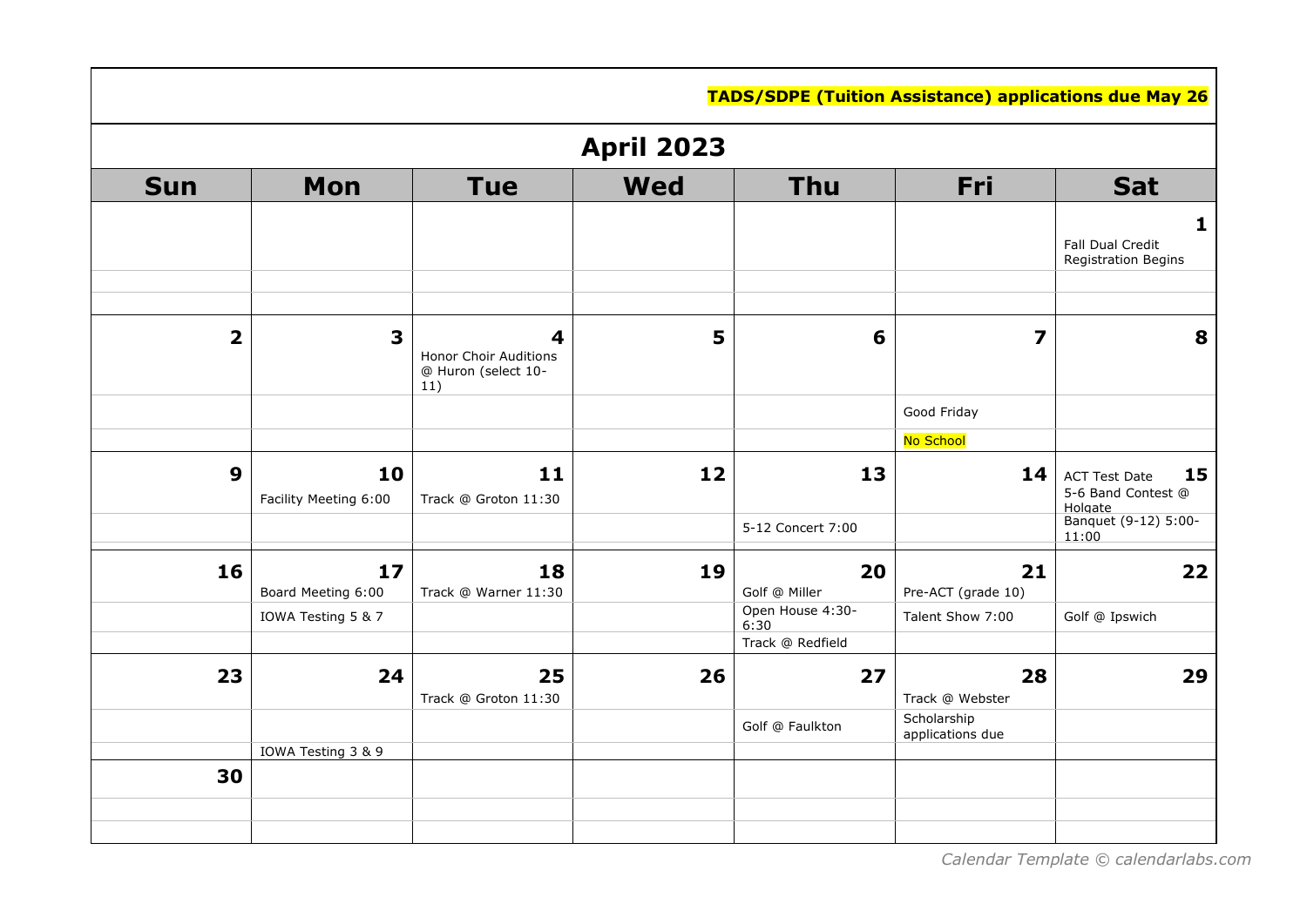**TADS/SDPE (Tuition Assistance) applications due May 26**

## April 2023

| Sun | Mon | Tue | Wed | Thu | Fri | Sat |
|---|---|---|---|---|---|---|
| | | | | | | **1** Fall Dual Credit Registration Begins |
| **2** | **3** | **4** Honor Choir Auditions @ Huron (select 10-11) | **5** | **6** | **7** Good Friday No School | **8** |
| **9** | **10** Facility Meeting 6:00 | **11** Track @ Groton 11:30 | **12** | **13** 5-12 Concert 7:00 | **14** | **15** ACT Test Date 5-6 Band Contest @ Holgate Banquet (9-12) 5:00-11:00 |
| **16** | **17** Board Meeting 6:00 IOWA Testing 5 & 7 | **18** Track @ Warner 11:30 | **19** | **20** Golf @ Miller Open House 4:30-6:30 Track @ Redfield | **21** Pre-ACT (grade 10) Talent Show 7:00 | **22** Golf @ Ipswich |
| **23** | **24** IOWA Testing 3 & 9 | **25** Track @ Groton 11:30 | **26** | **27** Golf @ Faulkton | **28** Track @ Webster Scholarship applications due | **29** |
| **30** | | | | | | |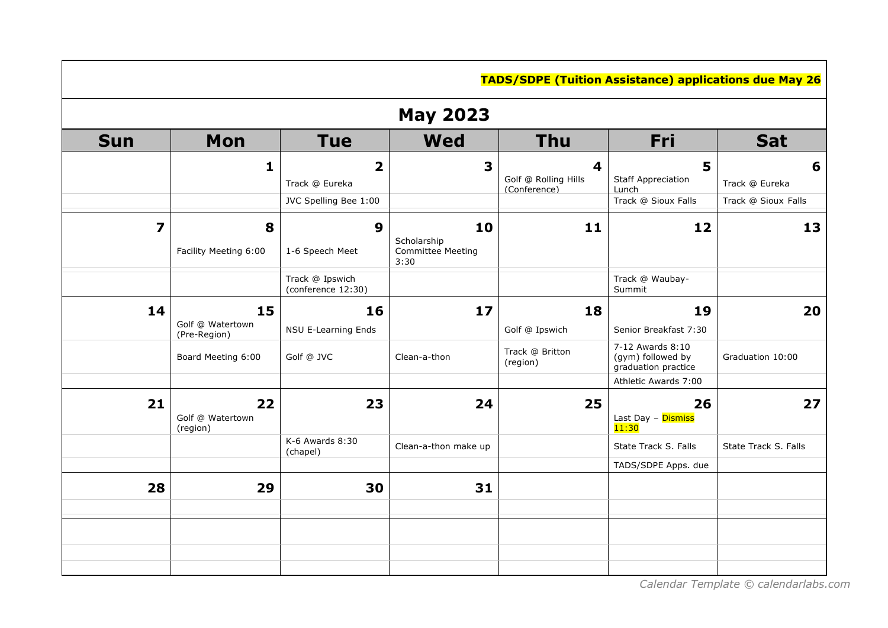**TADS/SDPE (Tuition Assistance) applications due May 26**

# May 2023

| Sun | Mon | Tue | Wed | Thu | Fri | Sat |
|---|---|---|---|---|---|---|
| | **1** | **2**<br>Track @ Eureka<br>JVC Spelling Bee 1:00 | **3** | **4**<br>Golf @ Rolling Hills (Conference) | **5**<br>Staff Appreciation Lunch<br>Track @ Sioux Falls | **6**<br>Track @ Eureka<br>Track @ Sioux Falls |
| **7** | **8**<br>Facility Meeting 6:00 | **9**<br>1-6 Speech Meet<br>Track @ Ipswich (conference 12:30) | **10**<br>Scholarship Committee Meeting 3:30 | **11** | **12**<br>Track @ Waubay-Summit | **13** |
| **14** | **15**<br>Golf @ Watertown (Pre-Region)<br>Board Meeting 6:00 | **16**<br>NSU E-Learning Ends<br>Golf @ JVC | **17**<br>Clean-a-thon | **18**<br>Golf @ Ipswich<br>Track @ Britton (region) | **19**<br>Senior Breakfast 7:30<br>7-12 Awards 8:10 (gym) followed by graduation practice<br>Athletic Awards 7:00 | **20**<br>Graduation 10:00 |
| **21** | **22**<br>Golf @ Watertown (region) | **23**<br>K-6 Awards 8:30 (chapel) | **24**<br>Clean-a-thon make up | **25** | **26**<br>Last Day – Dismiss 11:30<br>State Track S. Falls<br>TADS/SDPE Apps. due | **27**<br>State Track S. Falls |
| **28** | **29** | **30** | **31** | | | |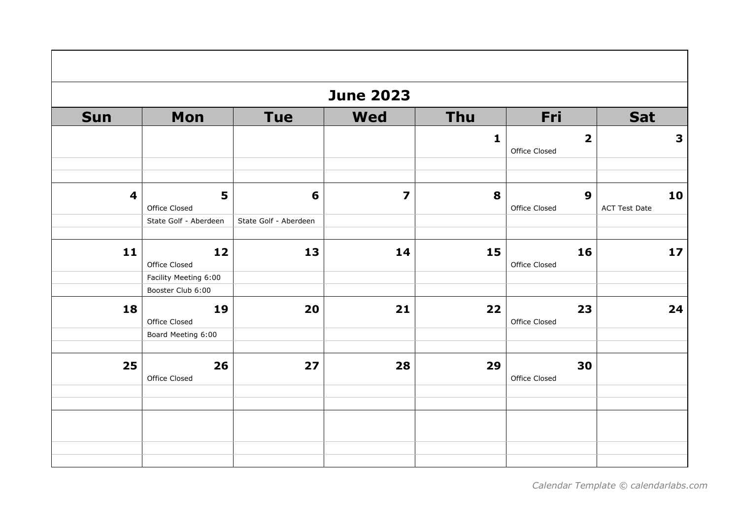## June 2023

| Sun | Mon | Tue | Wed | Thu | Fri | Sat |
|---|---|---|---|---|---|---|
| | | | | 1 | 2<br>Office Closed | 3 |
| 4 | 5<br>Office Closed<br>State Golf - Aberdeen | 6<br><br>State Golf - Aberdeen | 7 | 8 | 9<br>Office Closed | 10<br>ACT Test Date |
| 11 | 12<br>Office Closed<br>Facility Meeting 6:00<br>Booster Club 6:00 | 13 | 14 | 15 | 16<br>Office Closed | 17 |
| 18 | 19<br>Office Closed<br>Board Meeting 6:00 | 20 | 21 | 22 | 23<br>Office Closed | 24 |
| 25 | 26<br>Office Closed | 27 | 28 | 29 | 30<br>Office Closed | |
| | | | | | | |

*Calendar Template © calendarlabs.com*